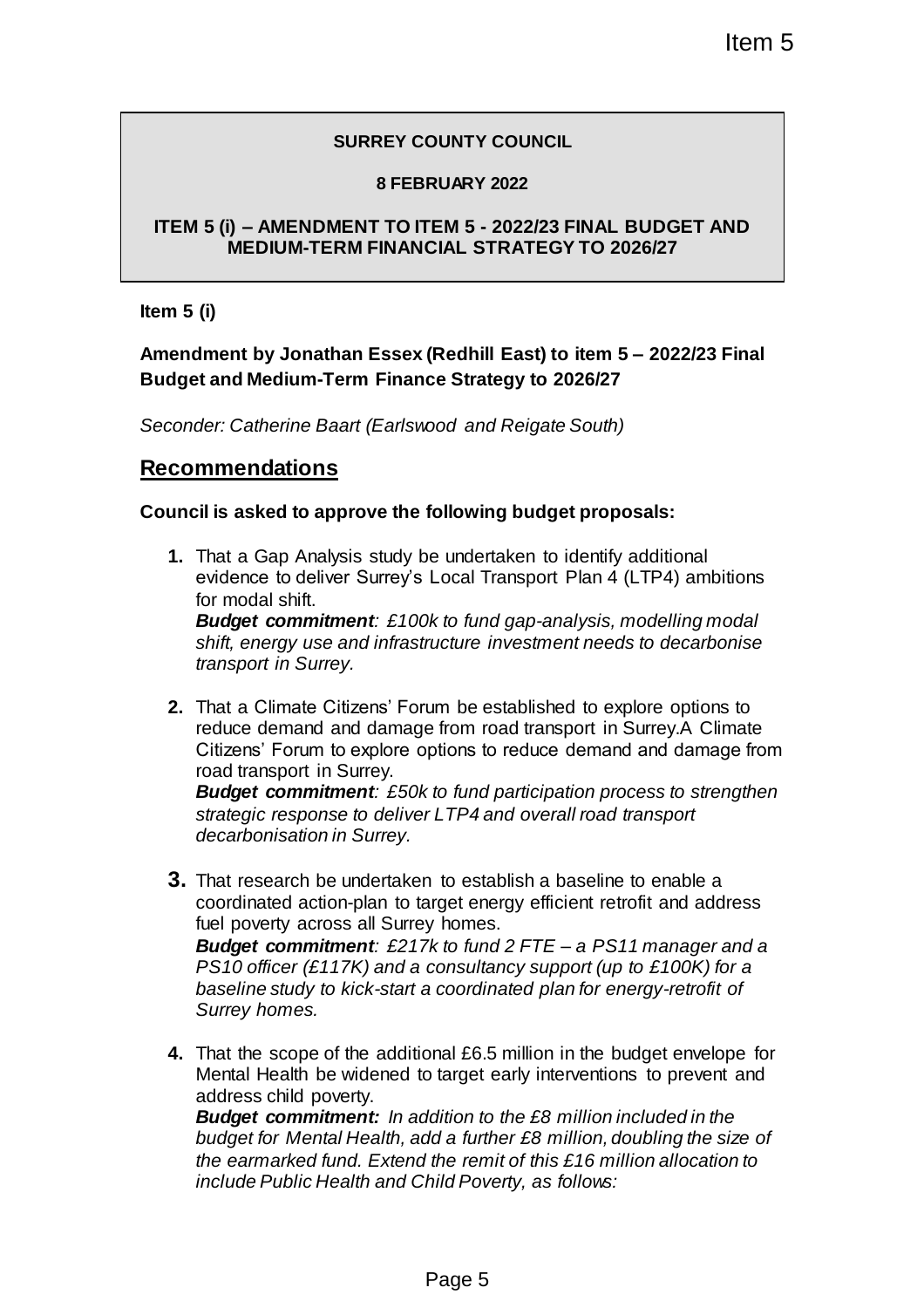**SURREY COUNTY COUNCIL**

**8 FEBRUARY 2022**

**ITEM 5 (i) – AMENDMENT TO ITEM 5 - 2022/23 FINAL BUDGET AND MEDIUM-TERM FINANCIAL STRATEGY TO 2026/27**

**Item 5 (i)**

**Amendment by Jonathan Essex (Redhill East) to item 5 – 2022/23 Final Budget and Medium-Term Finance Strategy to 2026/27**

*Seconder: Catherine Baart (Earlswood and Reigate South)*

## Recommendations

**Council is asked to approve the following budget proposals:**

1. That a Gap Analysis study be undertaken to identify additional evidence to deliver Surrey's Local Transport Plan 4 (LTP4) ambitions for modal shift.
   ***Budget commitment**: £100k to fund gap-analysis, modelling modal shift, energy use and infrastructure investment needs to decarbonise transport in Surrey.*

2. That a Climate Citizens' Forum be established to explore options to reduce demand and damage from road transport in Surrey.A Climate Citizens' Forum to explore options to reduce demand and damage from road transport in Surrey.
   ***Budget commitment**: £50k to fund participation process to strengthen strategic response to deliver LTP4 and overall road transport decarbonisation in Surrey.*

3. That research be undertaken to establish a baseline to enable a coordinated action-plan to target energy efficient retrofit and address fuel poverty across all Surrey homes.
   ***Budget commitment**: £217k to fund 2 FTE – a PS11 manager and a PS10 officer (£117K) and a consultancy support (up to £100K) for a baseline study to kick-start a coordinated plan for energy-retrofit of Surrey homes.*

4. That the scope of the additional £6.5 million in the budget envelope for Mental Health be widened to target early interventions to prevent and address child poverty.
   ***Budget commitment:** In addition to the £8 million included in the budget for Mental Health, add a further £8 million, doubling the size of the earmarked fund. Extend the remit of this £16 million allocation to include Public Health and Child Poverty, as follows:*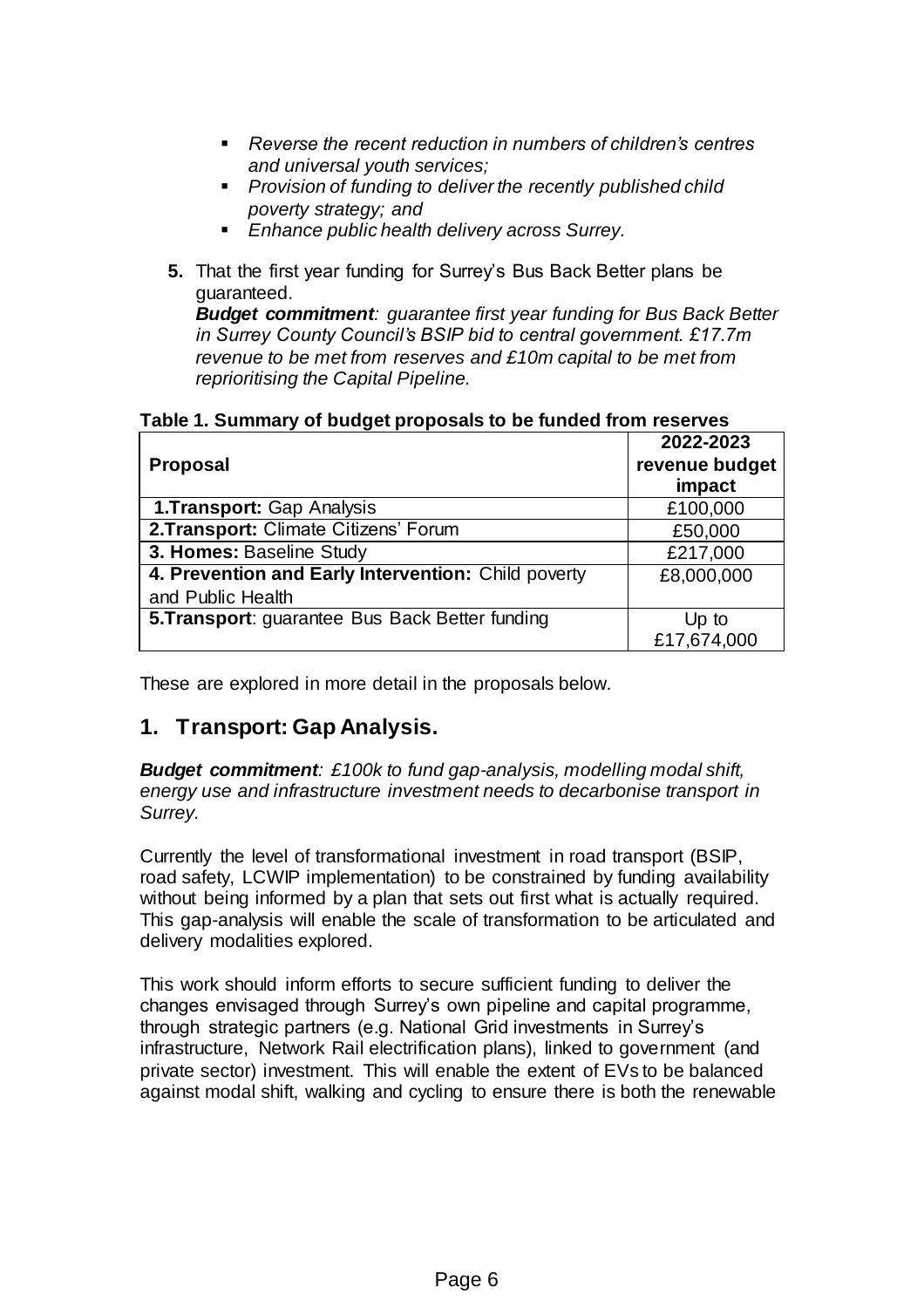- *Reverse the recent reduction in numbers of children's centres and universal youth services;*
- *Provision of funding to deliver the recently published child poverty strategy; and*
- *Enhance public health delivery across Surrey.*

**5.** That the first year funding for Surrey's Bus Back Better plans be guaranteed.
***Budget commitment**: guarantee first year funding for Bus Back Better in Surrey County Council's BSIP bid to central government. £17.7m revenue to be met from reserves and £10m capital to be met from reprioritising the Capital Pipeline.*

**Table 1. Summary of budget proposals to be funded from reserves**

| Proposal | 2022-2023 revenue budget impact |
|---|---|
| **1.Transport:** Gap Analysis | £100,000 |
| **2.Transport:** Climate Citizens' Forum | £50,000 |
| **3. Homes:** Baseline Study | £217,000 |
| **4. Prevention and Early Intervention:** Child poverty and Public Health | £8,000,000 |
| **5.Transport**: guarantee Bus Back Better funding | Up to £17,674,000 |

These are explored in more detail in the proposals below.

## 1. Transport: Gap Analysis.

***Budget commitment**: £100k to fund gap-analysis, modelling modal shift, energy use and infrastructure investment needs to decarbonise transport in Surrey.*

Currently the level of transformational investment in road transport (BSIP, road safety, LCWIP implementation) to be constrained by funding availability without being informed by a plan that sets out first what is actually required. This gap-analysis will enable the scale of transformation to be articulated and delivery modalities explored.

This work should inform efforts to secure sufficient funding to deliver the changes envisaged through Surrey's own pipeline and capital programme, through strategic partners (e.g. National Grid investments in Surrey's infrastructure, Network Rail electrification plans), linked to government (and private sector) investment. This will enable the extent of EVs to be balanced against modal shift, walking and cycling to ensure there is both the renewable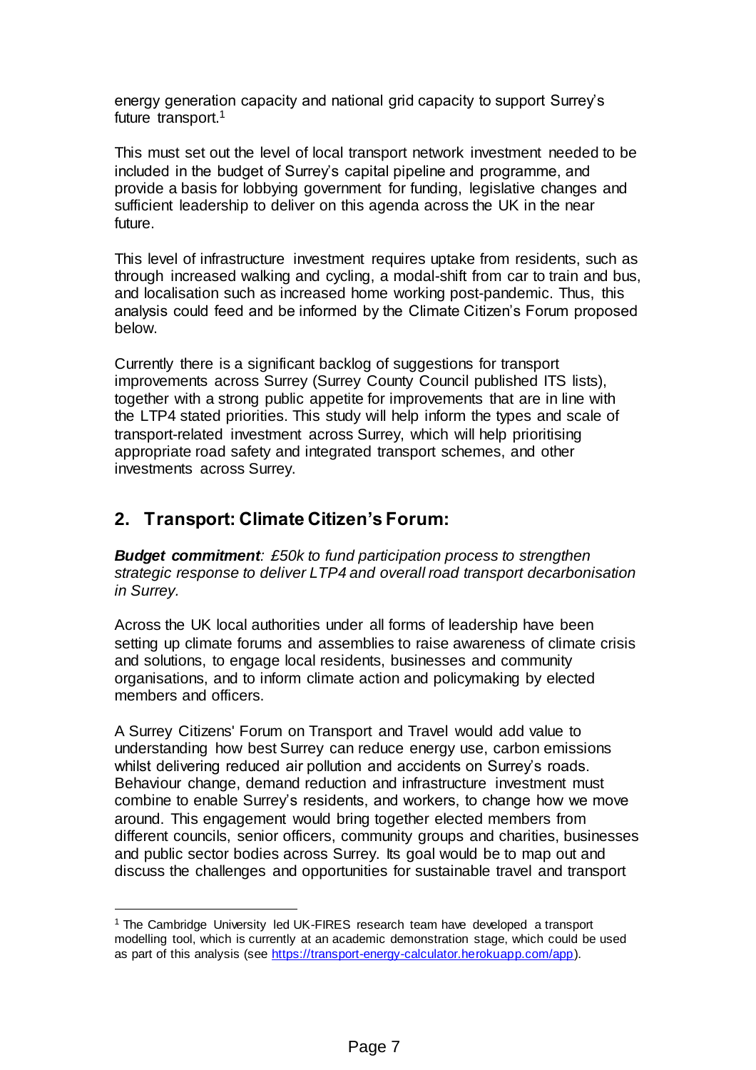energy generation capacity and national grid capacity to support Surrey's future transport.[1]

This must set out the level of local transport network investment needed to be included in the budget of Surrey's capital pipeline and programme, and provide a basis for lobbying government for funding, legislative changes and sufficient leadership to deliver on this agenda across the UK in the near future.

This level of infrastructure investment requires uptake from residents, such as through increased walking and cycling, a modal-shift from car to train and bus, and localisation such as increased home working post-pandemic. Thus, this analysis could feed and be informed by the Climate Citizen's Forum proposed below.

Currently there is a significant backlog of suggestions for transport improvements across Surrey (Surrey County Council published ITS lists), together with a strong public appetite for improvements that are in line with the LTP4 stated priorities. This study will help inform the types and scale of transport-related investment across Surrey, which will help prioritising appropriate road safety and integrated transport schemes, and other investments across Surrey.

## 2. Transport: Climate Citizen's Forum:

***Budget commitment**: £50k to fund participation process to strengthen strategic response to deliver LTP4 and overall road transport decarbonisation in Surrey.*

Across the UK local authorities under all forms of leadership have been setting up climate forums and assemblies to raise awareness of climate crisis and solutions, to engage local residents, businesses and community organisations, and to inform climate action and policymaking by elected members and officers.

A Surrey Citizens' Forum on Transport and Travel would add value to understanding how best Surrey can reduce energy use, carbon emissions whilst delivering reduced air pollution and accidents on Surrey's roads. Behaviour change, demand reduction and infrastructure investment must combine to enable Surrey's residents, and workers, to change how we move around. This engagement would bring together elected members from different councils, senior officers, community groups and charities, businesses and public sector bodies across Surrey. Its goal would be to map out and discuss the challenges and opportunities for sustainable travel and transport

---

[1] The Cambridge University led UK-FIRES research team have developed a transport modelling tool, which is currently at an academic demonstration stage, which could be used as part of this analysis (see https://transport-energy-calculator.herokuapp.com/app).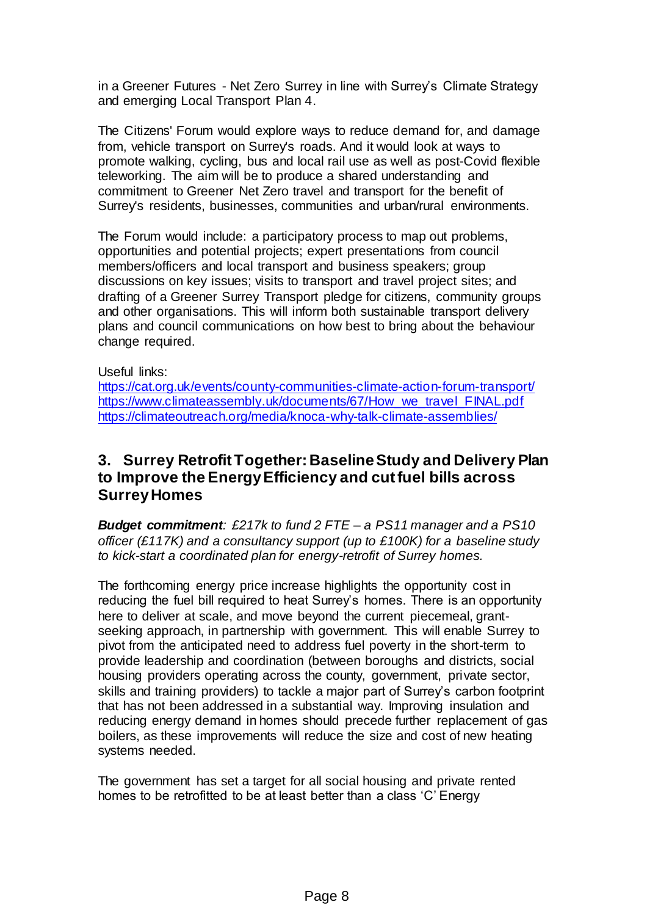in a Greener Futures - Net Zero Surrey in line with Surrey's Climate Strategy and emerging Local Transport Plan 4.

The Citizens' Forum would explore ways to reduce demand for, and damage from, vehicle transport on Surrey's roads. And it would look at ways to promote walking, cycling, bus and local rail use as well as post-Covid flexible teleworking. The aim will be to produce a shared understanding and commitment to Greener Net Zero travel and transport for the benefit of Surrey's residents, businesses, communities and urban/rural environments.

The Forum would include: a participatory process to map out problems, opportunities and potential projects; expert presentations from council members/officers and local transport and business speakers; group discussions on key issues; visits to transport and travel project sites; and drafting of a Greener Surrey Transport pledge for citizens, community groups and other organisations. This will inform both sustainable transport delivery plans and council communications on how best to bring about the behaviour change required.

Useful links:
https://cat.org.uk/events/county-communities-climate-action-forum-transport/
https://www.climateassembly.uk/documents/67/How_we_travel_FINAL.pdf
https://climateoutreach.org/media/knoca-why-talk-climate-assemblies/

## 3. Surrey Retrofit Together: Baseline Study and Delivery Plan to Improve the Energy Efficiency and cut fuel bills across Surrey Homes

***Budget commitment**: £217k to fund 2 FTE – a PS11 manager and a PS10 officer (£117K) and a consultancy support (up to £100K) for a baseline study to kick-start a coordinated plan for energy-retrofit of Surrey homes.*

The forthcoming energy price increase highlights the opportunity cost in reducing the fuel bill required to heat Surrey's homes. There is an opportunity here to deliver at scale, and move beyond the current piecemeal, grant-seeking approach, in partnership with government. This will enable Surrey to pivot from the anticipated need to address fuel poverty in the short-term to provide leadership and coordination (between boroughs and districts, social housing providers operating across the county, government, private sector, skills and training providers) to tackle a major part of Surrey's carbon footprint that has not been addressed in a substantial way. Improving insulation and reducing energy demand in homes should precede further replacement of gas boilers, as these improvements will reduce the size and cost of new heating systems needed.

The government has set a target for all social housing and private rented homes to be retrofitted to be at least better than a class 'C' Energy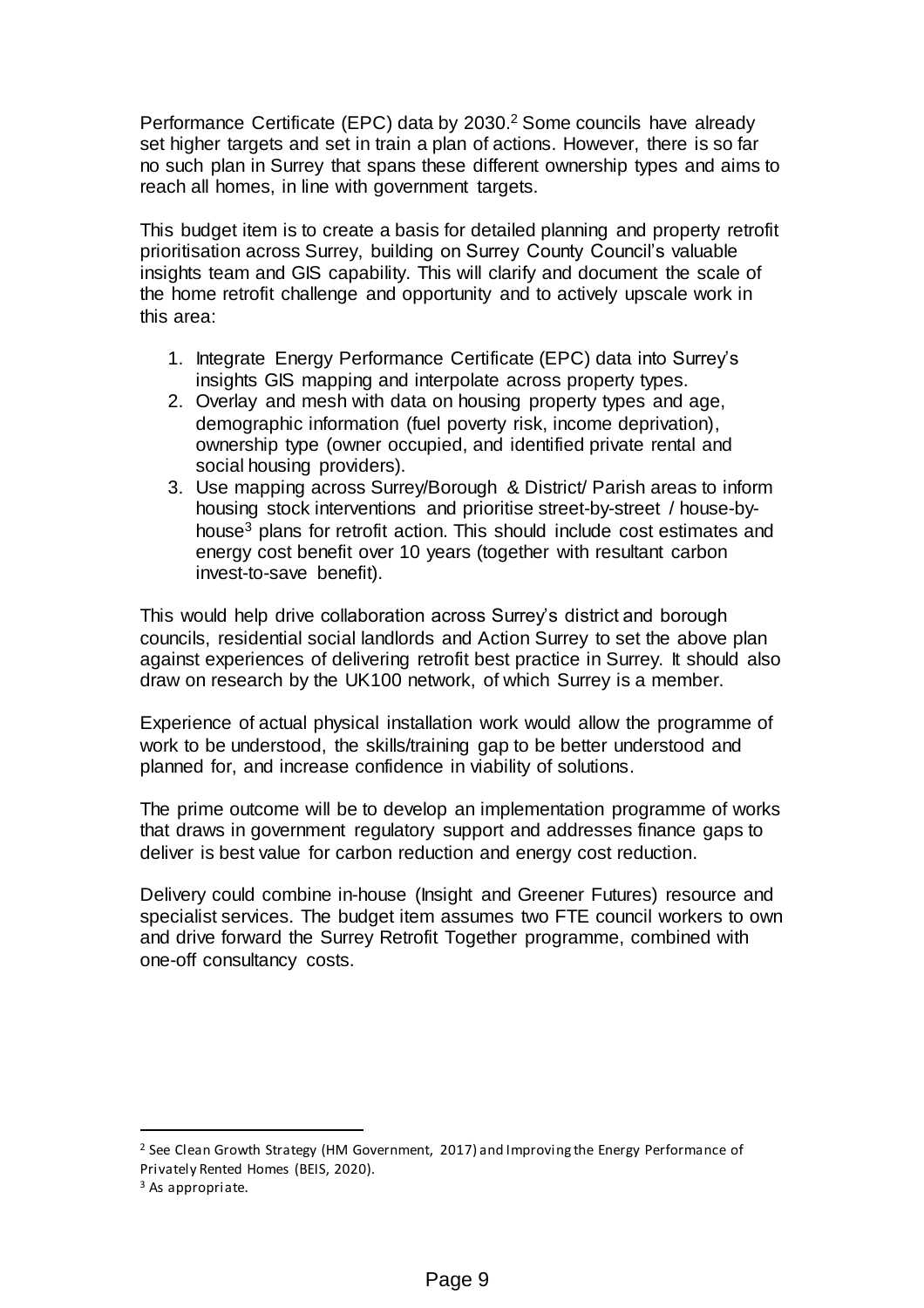Performance Certificate (EPC) data by 2030.[2] Some councils have already set higher targets and set in train a plan of actions. However, there is so far no such plan in Surrey that spans these different ownership types and aims to reach all homes, in line with government targets.

This budget item is to create a basis for detailed planning and property retrofit prioritisation across Surrey, building on Surrey County Council's valuable insights team and GIS capability. This will clarify and document the scale of the home retrofit challenge and opportunity and to actively upscale work in this area:

1. Integrate Energy Performance Certificate (EPC) data into Surrey's insights GIS mapping and interpolate across property types.
2. Overlay and mesh with data on housing property types and age, demographic information (fuel poverty risk, income deprivation), ownership type (owner occupied, and identified private rental and social housing providers).
3. Use mapping across Surrey/Borough & District/ Parish areas to inform housing stock interventions and prioritise street-by-street / house-by-house[3] plans for retrofit action. This should include cost estimates and energy cost benefit over 10 years (together with resultant carbon invest-to-save benefit).

This would help drive collaboration across Surrey's district and borough councils, residential social landlords and Action Surrey to set the above plan against experiences of delivering retrofit best practice in Surrey. It should also draw on research by the UK100 network, of which Surrey is a member.

Experience of actual physical installation work would allow the programme of work to be understood, the skills/training gap to be better understood and planned for, and increase confidence in viability of solutions.

The prime outcome will be to develop an implementation programme of works that draws in government regulatory support and addresses finance gaps to deliver is best value for carbon reduction and energy cost reduction.

Delivery could combine in-house (Insight and Greener Futures) resource and specialist services. The budget item assumes two FTE council workers to own and drive forward the Surrey Retrofit Together programme, combined with one-off consultancy costs.

---

[2] See Clean Growth Strategy (HM Government, 2017) and Improving the Energy Performance of Privately Rented Homes (BEIS, 2020).

[3] As appropriate.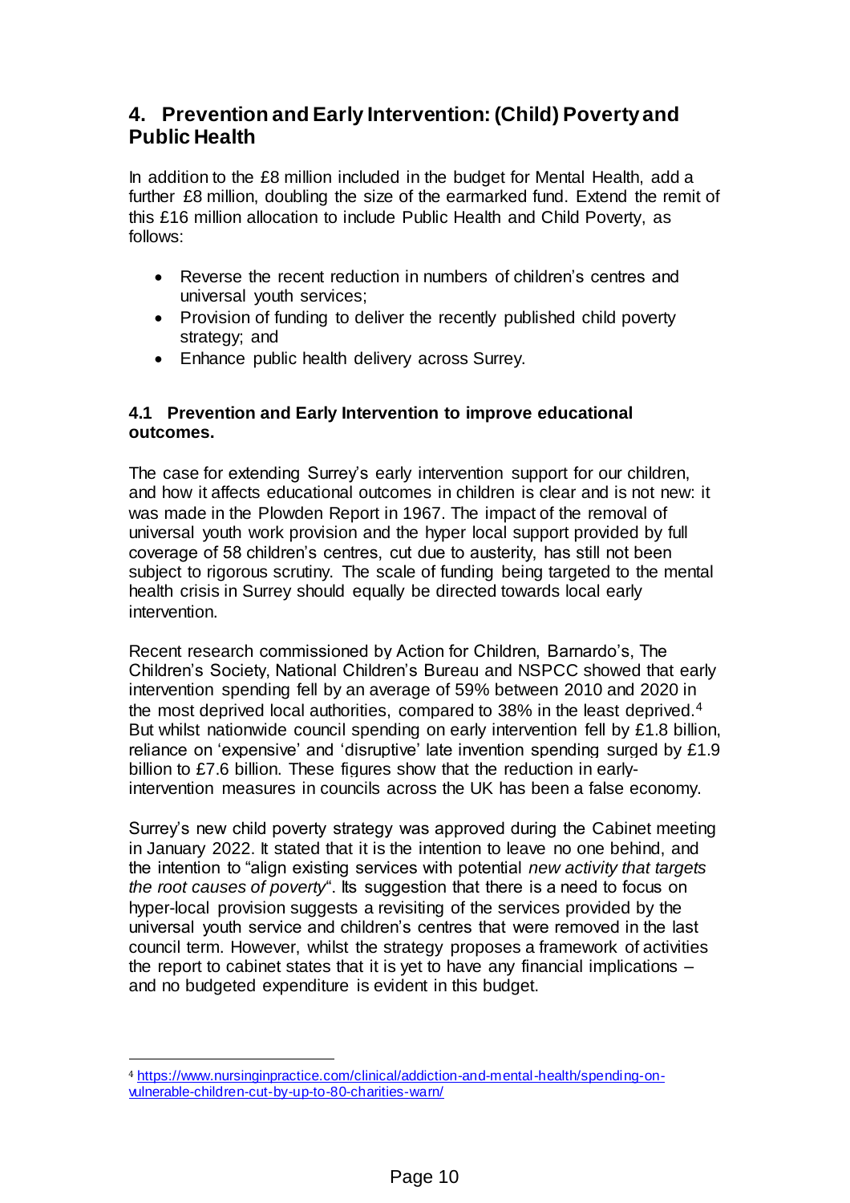## 4. Prevention and Early Intervention: (Child) Poverty and Public Health

In addition to the £8 million included in the budget for Mental Health, add a further £8 million, doubling the size of the earmarked fund. Extend the remit of this £16 million allocation to include Public Health and Child Poverty, as follows:

- Reverse the recent reduction in numbers of children's centres and universal youth services;
- Provision of funding to deliver the recently published child poverty strategy; and
- Enhance public health delivery across Surrey.

### 4.1 Prevention and Early Intervention to improve educational outcomes.

The case for extending Surrey's early intervention support for our children, and how it affects educational outcomes in children is clear and is not new: it was made in the Plowden Report in 1967. The impact of the removal of universal youth work provision and the hyper local support provided by full coverage of 58 children's centres, cut due to austerity, has still not been subject to rigorous scrutiny. The scale of funding being targeted to the mental health crisis in Surrey should equally be directed towards local early intervention.

Recent research commissioned by Action for Children, Barnardo's, The Children's Society, National Children's Bureau and NSPCC showed that early intervention spending fell by an average of 59% between 2010 and 2020 in the most deprived local authorities, compared to 38% in the least deprived.[4] But whilst nationwide council spending on early intervention fell by £1.8 billion, reliance on 'expensive' and 'disruptive' late invention spending surged by £1.9 billion to £7.6 billion. These figures show that the reduction in early-intervention measures in councils across the UK has been a false economy.

Surrey's new child poverty strategy was approved during the Cabinet meeting in January 2022. It stated that it is the intention to leave no one behind, and the intention to "align existing services with potential *new activity that targets the root causes of poverty*". Its suggestion that there is a need to focus on hyper-local provision suggests a revisiting of the services provided by the universal youth service and children's centres that were removed in the last council term. However, whilst the strategy proposes a framework of activities the report to cabinet states that it is yet to have any financial implications – and no budgeted expenditure is evident in this budget.

---

[4] https://www.nursinginpractice.com/clinical/addiction-and-mental-health/spending-on-vulnerable-children-cut-by-up-to-80-charities-warn/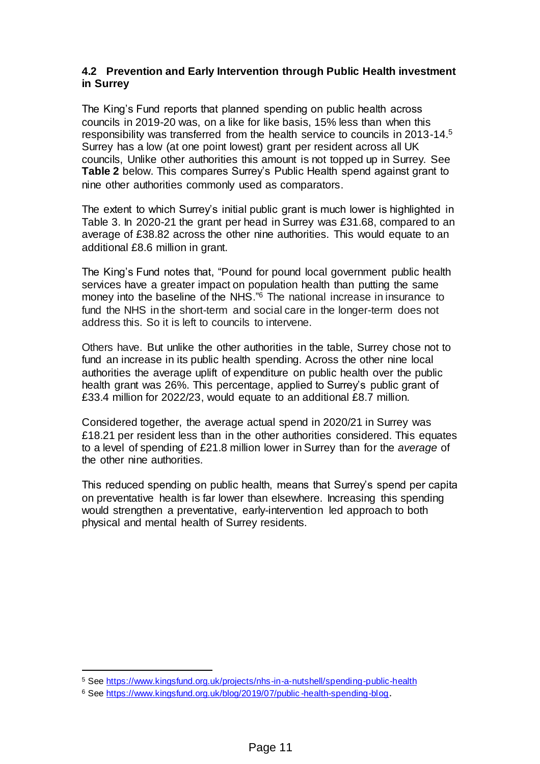### 4.2 Prevention and Early Intervention through Public Health investment in Surrey

The King's Fund reports that planned spending on public health across councils in 2019-20 was, on a like for like basis, 15% less than when this responsibility was transferred from the health service to councils in 2013-14.[5] Surrey has a low (at one point lowest) grant per resident across all UK councils, Unlike other authorities this amount is not topped up in Surrey. See **Table 2** below. This compares Surrey's Public Health spend against grant to nine other authorities commonly used as comparators.

The extent to which Surrey's initial public grant is much lower is highlighted in Table 3. In 2020-21 the grant per head in Surrey was £31.68, compared to an average of £38.82 across the other nine authorities. This would equate to an additional £8.6 million in grant.

The King's Fund notes that, "Pound for pound local government public health services have a greater impact on population health than putting the same money into the baseline of the NHS."[6] The national increase in insurance to fund the NHS in the short-term and social care in the longer-term does not address this. So it is left to councils to intervene.

Others have. But unlike the other authorities in the table, Surrey chose not to fund an increase in its public health spending. Across the other nine local authorities the average uplift of expenditure on public health over the public health grant was 26%. This percentage, applied to Surrey's public grant of £33.4 million for 2022/23, would equate to an additional £8.7 million.

Considered together, the average actual spend in 2020/21 in Surrey was £18.21 per resident less than in the other authorities considered. This equates to a level of spending of £21.8 million lower in Surrey than for the *average* of the other nine authorities.

This reduced spending on public health, means that Surrey's spend per capita on preventative health is far lower than elsewhere. Increasing this spending would strengthen a preventative, early-intervention led approach to both physical and mental health of Surrey residents.

---

[5] See https://www.kingsfund.org.uk/projects/nhs-in-a-nutshell/spending-public-health

[6] See https://www.kingsfund.org.uk/blog/2019/07/public-health-spending-blog.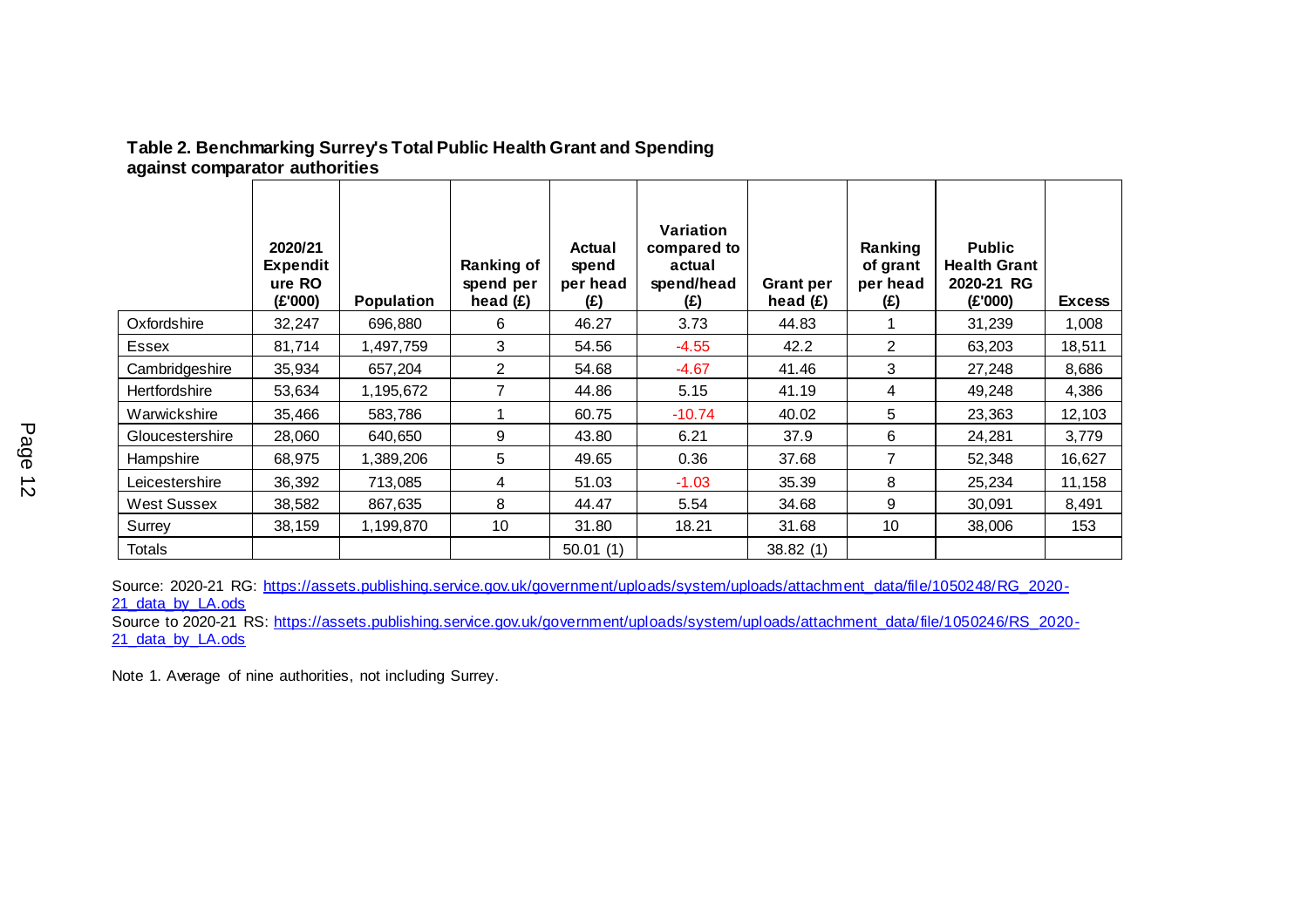**Table 2. Benchmarking Surrey's Total Public Health Grant and Spending against comparator authorities**

| | 2020/21 Expenditure RO (£'000) | Population | Ranking of spend per head (£) | Actual spend per head (£) | Variation compared to actual spend/head (£) | Grant per head (£) | Ranking of grant per head (£) | Public Health Grant 2020-21 RG (£'000) | Excess |
|---|---|---|---|---|---|---|---|---|---|
| Oxfordshire | 32,247 | 696,880 | 6 | 46.27 | 3.73 | 44.83 | 1 | 31,239 | 1,008 |
| Essex | 81,714 | 1,497,759 | 3 | 54.56 | -4.55 | 42.2 | 2 | 63,203 | 18,511 |
| Cambridgeshire | 35,934 | 657,204 | 2 | 54.68 | -4.67 | 41.46 | 3 | 27,248 | 8,686 |
| Hertfordshire | 53,634 | 1,195,672 | 7 | 44.86 | 5.15 | 41.19 | 4 | 49,248 | 4,386 |
| Warwickshire | 35,466 | 583,786 | 1 | 60.75 | -10.74 | 40.02 | 5 | 23,363 | 12,103 |
| Gloucestershire | 28,060 | 640,650 | 9 | 43.80 | 6.21 | 37.9 | 6 | 24,281 | 3,779 |
| Hampshire | 68,975 | 1,389,206 | 5 | 49.65 | 0.36 | 37.68 | 7 | 52,348 | 16,627 |
| Leicestershire | 36,392 | 713,085 | 4 | 51.03 | -1.03 | 35.39 | 8 | 25,234 | 11,158 |
| West Sussex | 38,582 | 867,635 | 8 | 44.47 | 5.54 | 34.68 | 9 | 30,091 | 8,491 |
| Surrey | 38,159 | 1,199,870 | 10 | 31.80 | 18.21 | 31.68 | 10 | 38,006 | 153 |
| Totals | | | | 50.01 (1) | | 38.82 (1) | | | |

Source: 2020-21 RG: https://assets.publishing.service.gov.uk/government/uploads/system/uploads/attachment_data/file/1050248/RG_2020-21_data_by_LA.ods

Source to 2020-21 RS: https://assets.publishing.service.gov.uk/government/uploads/system/uploads/attachment_data/file/1050246/RS_2020-21_data_by_LA.ods

Note 1. Average of nine authorities, not including Surrey.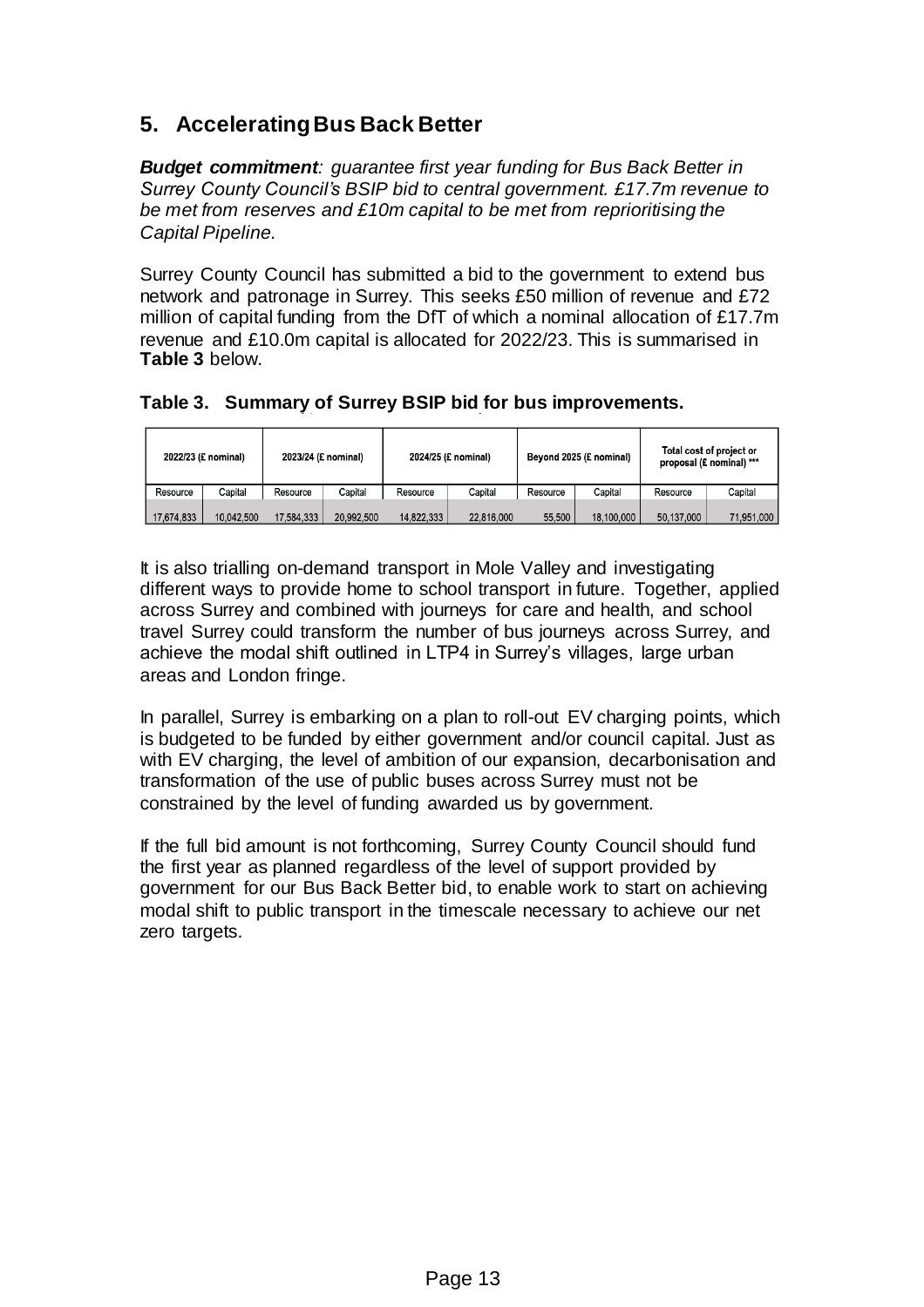## 5. Accelerating Bus Back Better

***Budget commitment**: guarantee first year funding for Bus Back Better in Surrey County Council's BSIP bid to central government. £17.7m revenue to be met from reserves and £10m capital to be met from reprioritising the Capital Pipeline.*

Surrey County Council has submitted a bid to the government to extend bus network and patronage in Surrey. This seeks £50 million of revenue and £72 million of capital funding from the DfT of which a nominal allocation of £17.7m revenue and £10.0m capital is allocated for 2022/23. This is summarised in **Table 3** below.

**Table 3. Summary of Surrey BSIP bid for bus improvements.**

| 2022/23 (£ nominal) | | 2023/24 (£ nominal) | | 2024/25 (£ nominal) | | Beyond 2025 (£ nominal) | | Total cost of project or proposal (£ nominal) *** | |
|---|---|---|---|---|---|---|---|---|---|
| Resource | Capital | Resource | Capital | Resource | Capital | Resource | Capital | Resource | Capital |
| 17,674,833 | 10,042,500 | 17,584,333 | 20,992,500 | 14,822,333 | 22,816,000 | 55,500 | 18,100,000 | 50,137,000 | 71,951,000 |

It is also trialling on-demand transport in Mole Valley and investigating different ways to provide home to school transport in future. Together, applied across Surrey and combined with journeys for care and health, and school travel Surrey could transform the number of bus journeys across Surrey, and achieve the modal shift outlined in LTP4 in Surrey's villages, large urban areas and London fringe.

In parallel, Surrey is embarking on a plan to roll-out EV charging points, which is budgeted to be funded by either government and/or council capital. Just as with EV charging, the level of ambition of our expansion, decarbonisation and transformation of the use of public buses across Surrey must not be constrained by the level of funding awarded us by government.

If the full bid amount is not forthcoming, Surrey County Council should fund the first year as planned regardless of the level of support provided by government for our Bus Back Better bid, to enable work to start on achieving modal shift to public transport in the timescale necessary to achieve our net zero targets.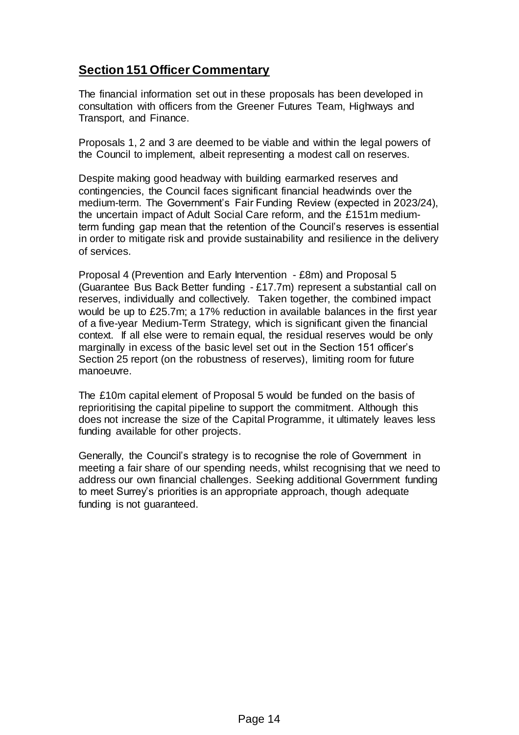## **Section 151 Officer Commentary**

The financial information set out in these proposals has been developed in consultation with officers from the Greener Futures Team, Highways and Transport, and Finance.

Proposals 1, 2 and 3 are deemed to be viable and within the legal powers of the Council to implement, albeit representing a modest call on reserves.

Despite making good headway with building earmarked reserves and contingencies, the Council faces significant financial headwinds over the medium-term. The Government's Fair Funding Review (expected in 2023/24), the uncertain impact of Adult Social Care reform, and the £151m medium-term funding gap mean that the retention of the Council's reserves is essential in order to mitigate risk and provide sustainability and resilience in the delivery of services.

Proposal 4 (Prevention and Early Intervention - £8m) and Proposal 5 (Guarantee Bus Back Better funding - £17.7m) represent a substantial call on reserves, individually and collectively. Taken together, the combined impact would be up to £25.7m; a 17% reduction in available balances in the first year of a five-year Medium-Term Strategy, which is significant given the financial context. If all else were to remain equal, the residual reserves would be only marginally in excess of the basic level set out in the Section 151 officer's Section 25 report (on the robustness of reserves), limiting room for future manoeuvre.

The £10m capital element of Proposal 5 would be funded on the basis of reprioritising the capital pipeline to support the commitment. Although this does not increase the size of the Capital Programme, it ultimately leaves less funding available for other projects.

Generally, the Council's strategy is to recognise the role of Government in meeting a fair share of our spending needs, whilst recognising that we need to address our own financial challenges. Seeking additional Government funding to meet Surrey's priorities is an appropriate approach, though adequate funding is not guaranteed.